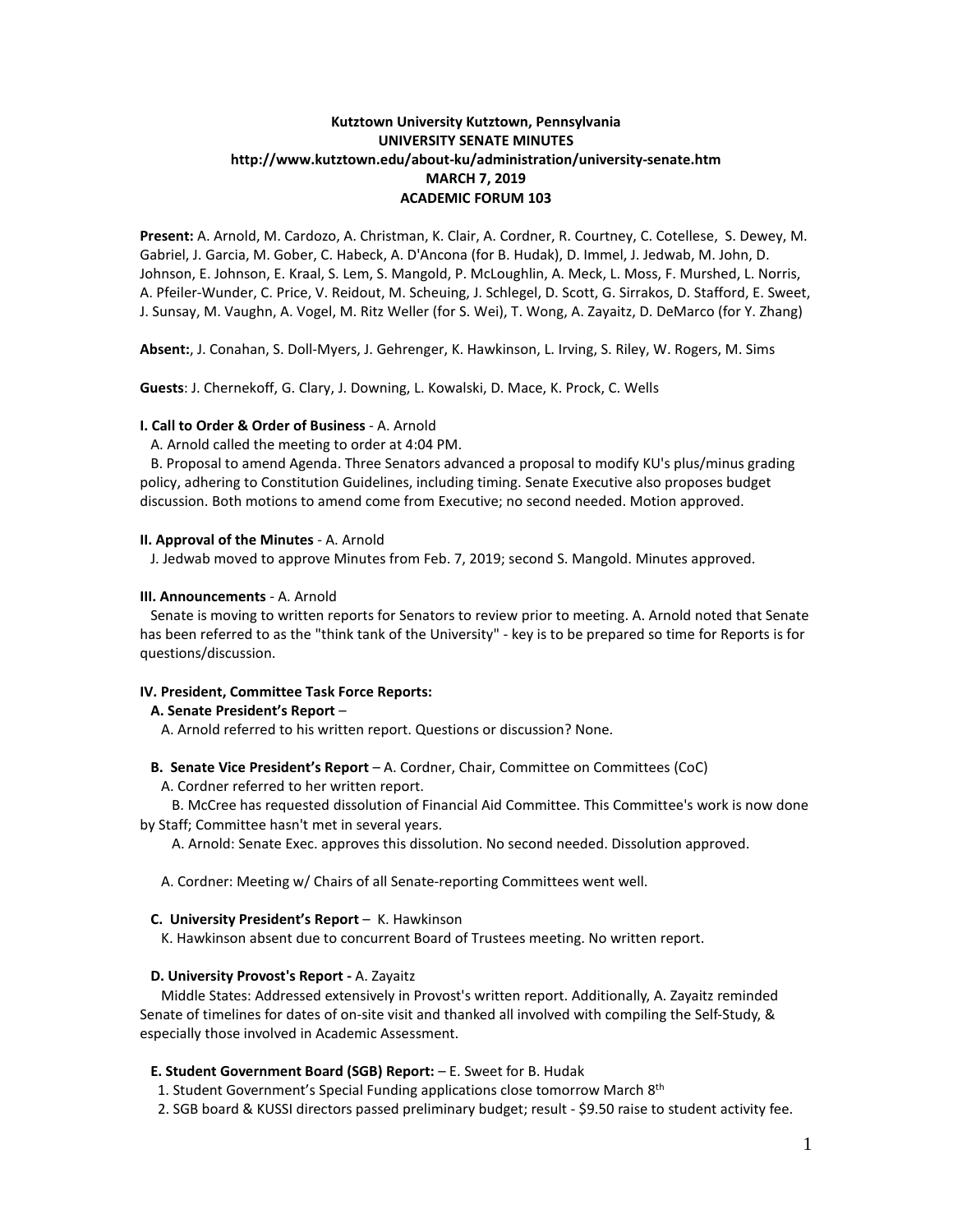**Kutztown University Kutztown, Pennsylvania**
**UNIVERSITY SENATE MINUTES**
**http://www.kutztown.edu/about-ku/administration/university-senate.htm**
**MARCH 7, 2019**
**ACADEMIC FORUM 103**

**Present:** A. Arnold, M. Cardozo, A. Christman, K. Clair, A. Cordner, R. Courtney, C. Cotellese, S. Dewey, M. Gabriel, J. Garcia, M. Gober, C. Habeck, A. D'Ancona (for B. Hudak), D. Immel, J. Jedwab, M. John, D. Johnson, E. Johnson, E. Kraal, S. Lem, S. Mangold, P. McLoughlin, A. Meck, L. Moss, F. Murshed, L. Norris, A. Pfeiler-Wunder, C. Price, V. Reidout, M. Scheuing, J. Schlegel, D. Scott, G. Sirrakos, D. Stafford, E. Sweet, J. Sunsay, M. Vaughn, A. Vogel, M. Ritz Weller (for S. Wei), T. Wong, A. Zayaitz, D. DeMarco (for Y. Zhang)

**Absent:**, J. Conahan, S. Doll-Myers, J. Gehrenger, K. Hawkinson, L. Irving, S. Riley, W. Rogers, M. Sims

**Guests**: J. Chernekoff, G. Clary, J. Downing, L. Kowalski, D. Mace, K. Prock, C. Wells

**I. Call to Order & Order of Business** - A. Arnold

A. Arnold called the meeting to order at 4:04 PM.

B. Proposal to amend Agenda. Three Senators advanced a proposal to modify KU's plus/minus grading policy, adhering to Constitution Guidelines, including timing. Senate Executive also proposes budget discussion. Both motions to amend come from Executive; no second needed. Motion approved.

**II. Approval of the Minutes** - A. Arnold

J. Jedwab moved to approve Minutes from Feb. 7, 2019; second S. Mangold. Minutes approved.

**III. Announcements** - A. Arnold

Senate is moving to written reports for Senators to review prior to meeting. A. Arnold noted that Senate has been referred to as the "think tank of the University" - key is to be prepared so time for Reports is for questions/discussion.

**IV. President, Committee Task Force Reports:**

**A. Senate President's Report** –

A. Arnold referred to his written report. Questions or discussion? None.

**B. Senate Vice President's Report** – A. Cordner, Chair, Committee on Committees (CoC)

A. Cordner referred to her written report.

B. McCree has requested dissolution of Financial Aid Committee. This Committee's work is now done by Staff; Committee hasn't met in several years.

A. Arnold: Senate Exec. approves this dissolution. No second needed. Dissolution approved.

A. Cordner: Meeting w/ Chairs of all Senate-reporting Committees went well.

**C. University President's Report** – K. Hawkinson

K. Hawkinson absent due to concurrent Board of Trustees meeting. No written report.

**D. University Provost's Report -** A. Zayaitz

Middle States: Addressed extensively in Provost's written report. Additionally, A. Zayaitz reminded Senate of timelines for dates of on-site visit and thanked all involved with compiling the Self-Study, & especially those involved in Academic Assessment.

**E. Student Government Board (SGB) Report:** – E. Sweet for B. Hudak

1. Student Government's Special Funding applications close tomorrow March 8th
2. SGB board & KUSSI directors passed preliminary budget; result - $9.50 raise to student activity fee.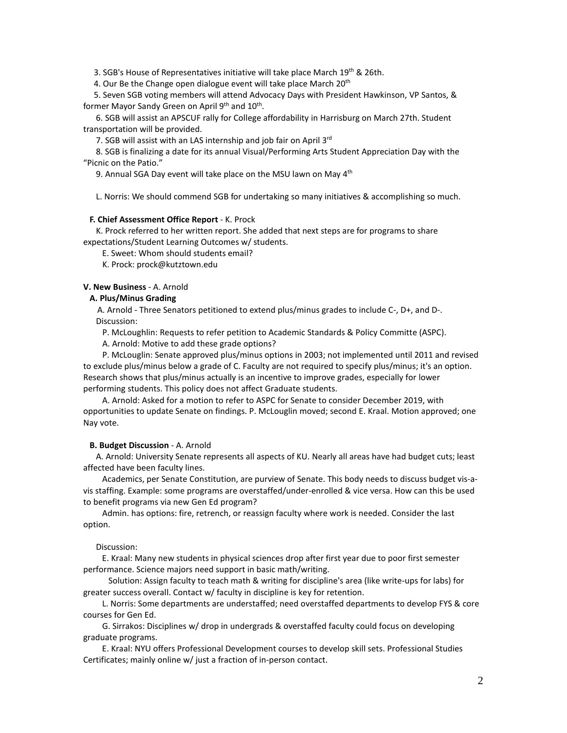3. SGB's House of Representatives initiative will take place March 19th & 26th.

4. Our Be the Change open dialogue event will take place March 20th

5. Seven SGB voting members will attend Advocacy Days with President Hawkinson, VP Santos, & former Mayor Sandy Green on April 9th and 10th.

6. SGB will assist an APSCUF rally for College affordability in Harrisburg on March 27th. Student transportation will be provided.

7. SGB will assist with an LAS internship and job fair on April 3rd

8. SGB is finalizing a date for its annual Visual/Performing Arts Student Appreciation Day with the "Picnic on the Patio."

9. Annual SGA Day event will take place on the MSU lawn on May 4th

L. Norris: We should commend SGB for undertaking so many initiatives & accomplishing so much.

**F. Chief Assessment Office Report** - K. Prock

K. Prock referred to her written report. She added that next steps are for programs to share expectations/Student Learning Outcomes w/ students.

E. Sweet: Whom should students email?

K. Prock: prock@kutztown.edu

**V. New Business** - A. Arnold

**A. Plus/Minus Grading**

A. Arnold - Three Senators petitioned to extend plus/minus grades to include C-, D+, and D-.

Discussion:

P. McLoughlin: Requests to refer petition to Academic Standards & Policy Committe (ASPC).

A. Arnold: Motive to add these grade options?

P. McLouglin: Senate approved plus/minus options in 2003; not implemented until 2011 and revised to exclude plus/minus below a grade of C. Faculty are not required to specify plus/minus; it's an option. Research shows that plus/minus actually is an incentive to improve grades, especially for lower performing students. This policy does not affect Graduate students.

A. Arnold: Asked for a motion to refer to ASPC for Senate to consider December 2019, with opportunities to update Senate on findings. P. McLouglin moved; second E. Kraal. Motion approved; one Nay vote.

**B. Budget Discussion** - A. Arnold

A. Arnold: University Senate represents all aspects of KU. Nearly all areas have had budget cuts; least affected have been faculty lines.

Academics, per Senate Constitution, are purview of Senate. This body needs to discuss budget vis-a-vis staffing. Example: some programs are overstaffed/under-enrolled & vice versa. How can this be used to benefit programs via new Gen Ed program?

Admin. has options: fire, retrench, or reassign faculty where work is needed. Consider the last option.

Discussion:

E. Kraal: Many new students in physical sciences drop after first year due to poor first semester performance. Science majors need support in basic math/writing.

Solution: Assign faculty to teach math & writing for discipline's area (like write-ups for labs) for greater success overall. Contact w/ faculty in discipline is key for retention.

L. Norris: Some departments are understaffed; need overstaffed departments to develop FYS & core courses for Gen Ed.

G. Sirrakos: Disciplines w/ drop in undergrads & overstaffed faculty could focus on developing graduate programs.

E. Kraal: NYU offers Professional Development courses to develop skill sets. Professional Studies Certificates; mainly online w/ just a fraction of in-person contact.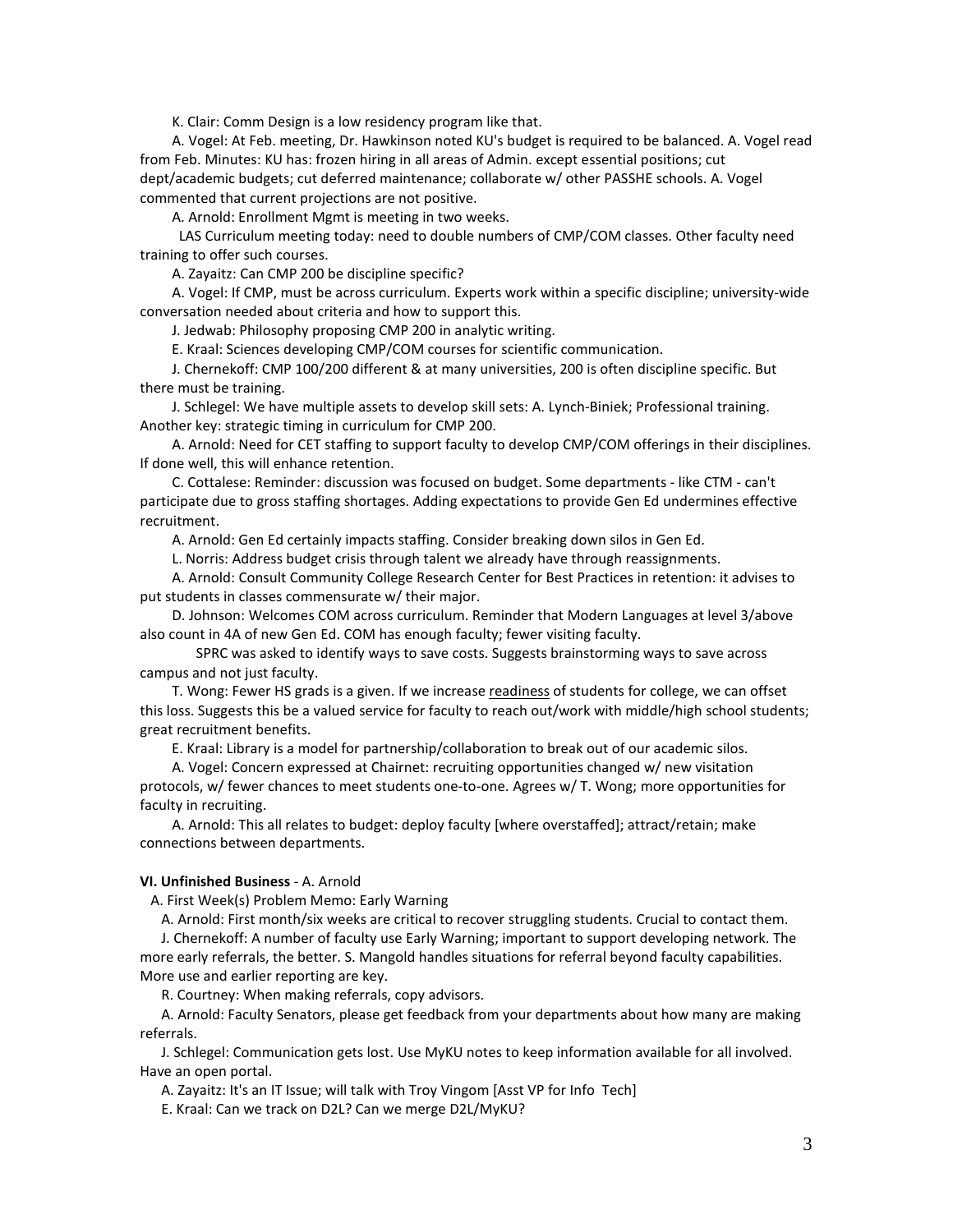K. Clair: Comm Design is a low residency program like that.

A. Vogel: At Feb. meeting, Dr. Hawkinson noted KU's budget is required to be balanced. A. Vogel read from Feb. Minutes: KU has: frozen hiring in all areas of Admin. except essential positions; cut dept/academic budgets; cut deferred maintenance; collaborate w/ other PASSHE schools. A. Vogel commented that current projections are not positive.

A. Arnold: Enrollment Mgmt is meeting in two weeks.

LAS Curriculum meeting today: need to double numbers of CMP/COM classes. Other faculty need training to offer such courses.

A. Zayaitz: Can CMP 200 be discipline specific?

A. Vogel: If CMP, must be across curriculum. Experts work within a specific discipline; university-wide conversation needed about criteria and how to support this.

J. Jedwab: Philosophy proposing CMP 200 in analytic writing.

E. Kraal: Sciences developing CMP/COM courses for scientific communication.

J. Chernekoff: CMP 100/200 different & at many universities, 200 is often discipline specific. But there must be training.

J. Schlegel: We have multiple assets to develop skill sets: A. Lynch-Biniek; Professional training. Another key: strategic timing in curriculum for CMP 200.

A. Arnold: Need for CET staffing to support faculty to develop CMP/COM offerings in their disciplines. If done well, this will enhance retention.

C. Cottalese: Reminder: discussion was focused on budget. Some departments - like CTM - can't participate due to gross staffing shortages. Adding expectations to provide Gen Ed undermines effective recruitment.

A. Arnold: Gen Ed certainly impacts staffing. Consider breaking down silos in Gen Ed.

L. Norris: Address budget crisis through talent we already have through reassignments.

A. Arnold: Consult Community College Research Center for Best Practices in retention: it advises to put students in classes commensurate w/ their major.

D. Johnson: Welcomes COM across curriculum. Reminder that Modern Languages at level 3/above also count in 4A of new Gen Ed. COM has enough faculty; fewer visiting faculty.

SPRC was asked to identify ways to save costs. Suggests brainstorming ways to save across campus and not just faculty.

T. Wong: Fewer HS grads is a given. If we increase readiness of students for college, we can offset this loss. Suggests this be a valued service for faculty to reach out/work with middle/high school students; great recruitment benefits.

E. Kraal: Library is a model for partnership/collaboration to break out of our academic silos.

A. Vogel: Concern expressed at Chairnet: recruiting opportunities changed w/ new visitation protocols, w/ fewer chances to meet students one-to-one. Agrees w/ T. Wong; more opportunities for faculty in recruiting.

A. Arnold: This all relates to budget: deploy faculty [where overstaffed]; attract/retain; make connections between departments.

**VI. Unfinished Business** - A. Arnold

A. First Week(s) Problem Memo: Early Warning

A. Arnold: First month/six weeks are critical to recover struggling students. Crucial to contact them.

J. Chernekoff: A number of faculty use Early Warning; important to support developing network. The more early referrals, the better. S. Mangold handles situations for referral beyond faculty capabilities. More use and earlier reporting are key.

R. Courtney: When making referrals, copy advisors.

A. Arnold: Faculty Senators, please get feedback from your departments about how many are making referrals.

J. Schlegel: Communication gets lost. Use MyKU notes to keep information available for all involved. Have an open portal.

A. Zayaitz: It's an IT Issue; will talk with Troy Vingom [Asst VP for Info Tech]

E. Kraal: Can we track on D2L? Can we merge D2L/MyKU?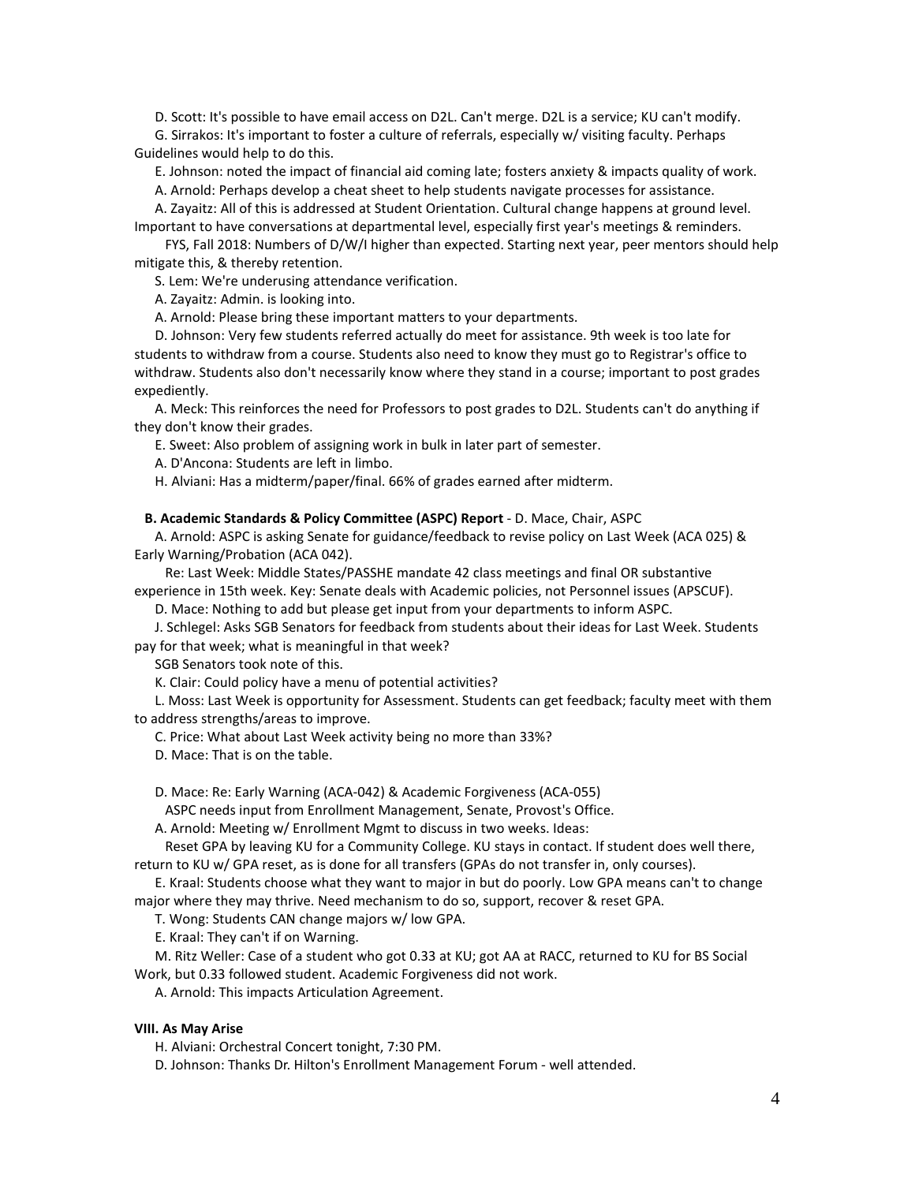D. Scott: It's possible to have email access on D2L. Can't merge. D2L is a service; KU can't modify.

G. Sirrakos: It's important to foster a culture of referrals, especially w/ visiting faculty. Perhaps Guidelines would help to do this.

E. Johnson: noted the impact of financial aid coming late; fosters anxiety & impacts quality of work.

A. Arnold: Perhaps develop a cheat sheet to help students navigate processes for assistance.

A. Zayaitz: All of this is addressed at Student Orientation. Cultural change happens at ground level. Important to have conversations at departmental level, especially first year's meetings & reminders.

FYS, Fall 2018: Numbers of D/W/I higher than expected. Starting next year, peer mentors should help mitigate this, & thereby retention.

S. Lem: We're underusing attendance verification.

A. Zayaitz: Admin. is looking into.

A. Arnold: Please bring these important matters to your departments.

D. Johnson: Very few students referred actually do meet for assistance. 9th week is too late for students to withdraw from a course. Students also need to know they must go to Registrar's office to withdraw. Students also don't necessarily know where they stand in a course; important to post grades expediently.

A. Meck: This reinforces the need for Professors to post grades to D2L. Students can't do anything if they don't know their grades.

E. Sweet: Also problem of assigning work in bulk in later part of semester.

A. D'Ancona: Students are left in limbo.

H. Alviani: Has a midterm/paper/final. 66% of grades earned after midterm.

**B. Academic Standards & Policy Committee (ASPC) Report** - D. Mace, Chair, ASPC

A. Arnold: ASPC is asking Senate for guidance/feedback to revise policy on Last Week (ACA 025) & Early Warning/Probation (ACA 042).

Re: Last Week: Middle States/PASSHE mandate 42 class meetings and final OR substantive experience in 15th week. Key: Senate deals with Academic policies, not Personnel issues (APSCUF).

D. Mace: Nothing to add but please get input from your departments to inform ASPC.

J. Schlegel: Asks SGB Senators for feedback from students about their ideas for Last Week. Students pay for that week; what is meaningful in that week?

SGB Senators took note of this.

K. Clair: Could policy have a menu of potential activities?

L. Moss: Last Week is opportunity for Assessment. Students can get feedback; faculty meet with them to address strengths/areas to improve.

C. Price: What about Last Week activity being no more than 33%?

D. Mace: That is on the table.

D. Mace: Re: Early Warning (ACA-042) & Academic Forgiveness (ACA-055)

ASPC needs input from Enrollment Management, Senate, Provost's Office.

A. Arnold: Meeting w/ Enrollment Mgmt to discuss in two weeks. Ideas:

Reset GPA by leaving KU for a Community College. KU stays in contact. If student does well there, return to KU w/ GPA reset, as is done for all transfers (GPAs do not transfer in, only courses).

E. Kraal: Students choose what they want to major in but do poorly. Low GPA means can't to change major where they may thrive. Need mechanism to do so, support, recover & reset GPA.

T. Wong: Students CAN change majors w/ low GPA.

E. Kraal: They can't if on Warning.

M. Ritz Weller: Case of a student who got 0.33 at KU; got AA at RACC, returned to KU for BS Social Work, but 0.33 followed student. Academic Forgiveness did not work.

A. Arnold: This impacts Articulation Agreement.

**VIII. As May Arise**

H. Alviani: Orchestral Concert tonight, 7:30 PM.

D. Johnson: Thanks Dr. Hilton's Enrollment Management Forum - well attended.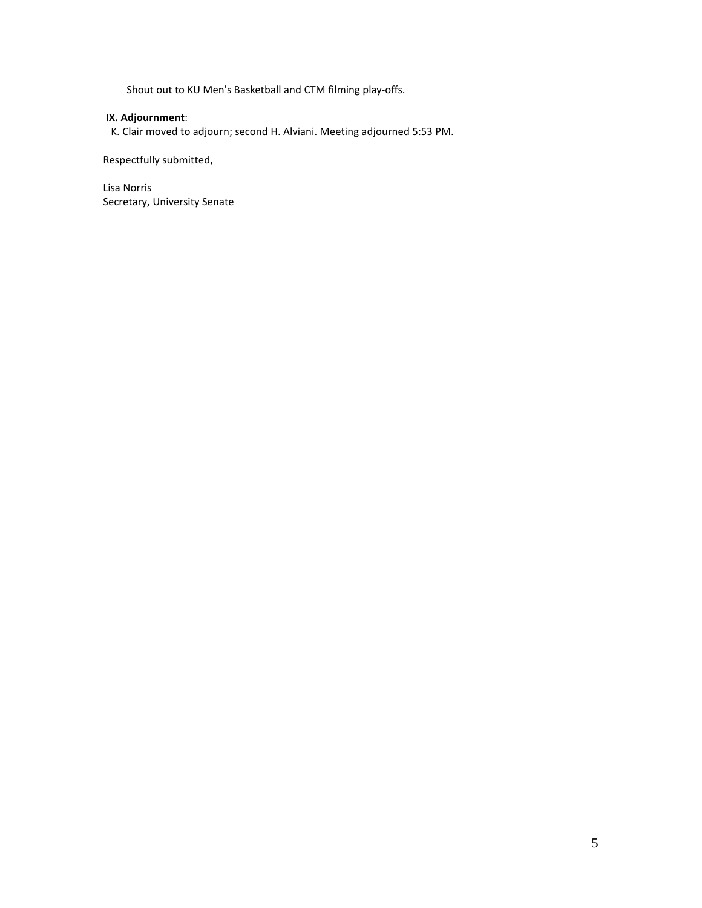Shout out to KU Men's Basketball and CTM filming play-offs.

**IX. Adjournment**:
K. Clair moved to adjourn; second H. Alviani. Meeting adjourned 5:53 PM.

Respectfully submitted,

Lisa Norris
Secretary, University Senate